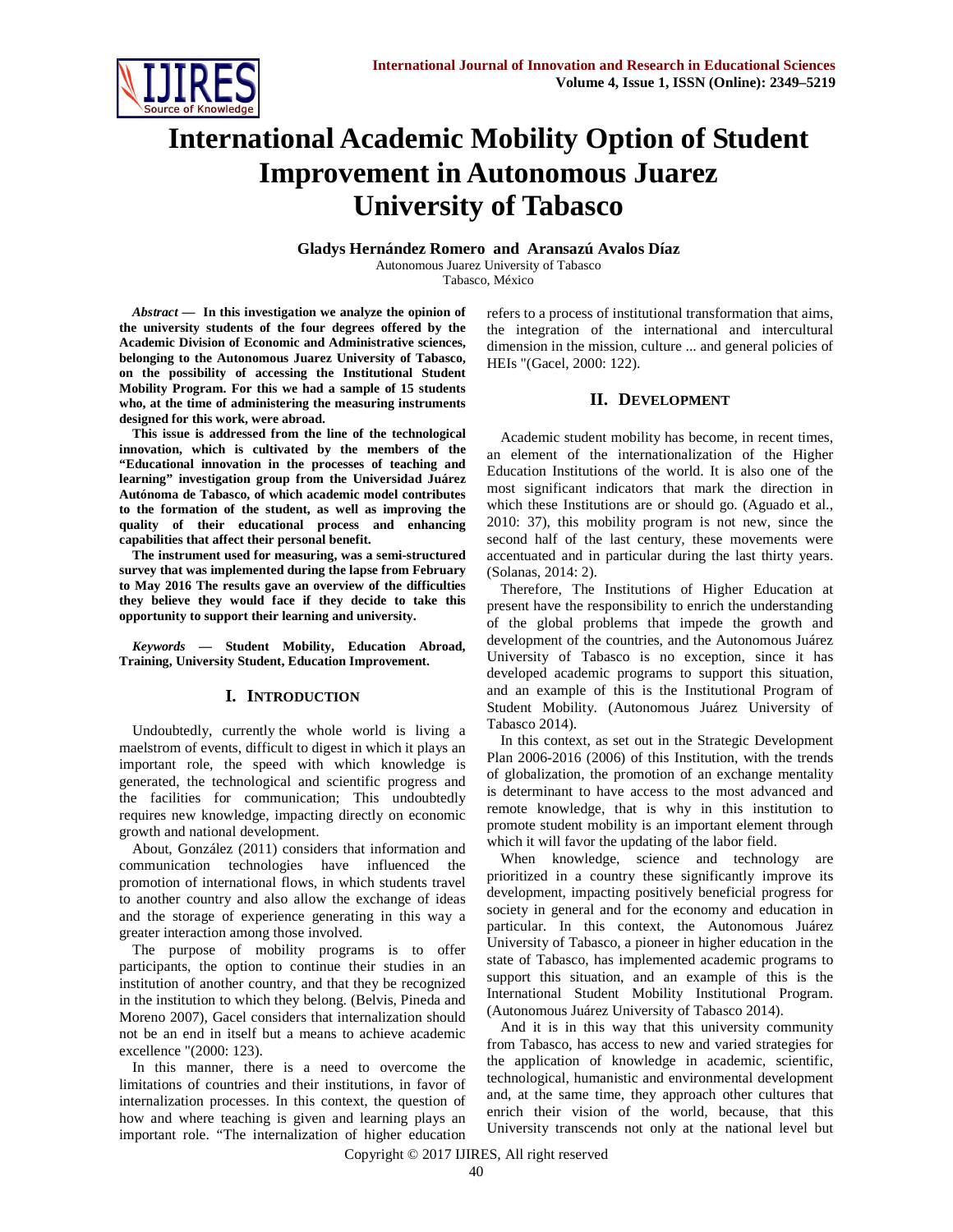# International Academic Mobility Option of Student Improvement in Autonomous Juarez University of Tabasco

**Gladys Hernández Romero and Aransazú Avalos Díaz**

Autonomous Juarez University of Tabasco
Tabasco, México

***Abstract* — In this investigation we analyze the opinion of the university students of the four degrees offered by the Academic Division of Economic and Administrative sciences, belonging to the Autonomous Juarez University of Tabasco, on the possibility of accessing the Institutional Student Mobility Program. For this we had a sample of 15 students who, at the time of administering the measuring instruments designed for this work, were abroad.**

**This issue is addressed from the line of the technological innovation, which is cultivated by the members of the "Educational innovation in the processes of teaching and learning" investigation group from the Universidad Juárez Autónoma de Tabasco, of which academic model contributes to the formation of the student, as well as improving the quality of their educational process and enhancing capabilities that affect their personal benefit.**

**The instrument used for measuring, was a semi-structured survey that was implemented during the lapse from February to May 2016 The results gave an overview of the difficulties they believe they would face if they decide to take this opportunity to support their learning and university.**

***Keywords* — Student Mobility, Education Abroad, Training, University Student, Education Improvement.**

## I. Introduction

Undoubtedly, currently the whole world is living a maelstrom of events, difficult to digest in which it plays an important role, the speed with which knowledge is generated, the technological and scientific progress and the facilities for communication; This undoubtedly requires new knowledge, impacting directly on economic growth and national development.

About, González (2011) considers that information and communication technologies have influenced the promotion of international flows, in which students travel to another country and also allow the exchange of ideas and the storage of experience generating in this way a greater interaction among those involved.

The purpose of mobility programs is to offer participants, the option to continue their studies in an institution of another country, and that they be recognized in the institution to which they belong. (Belvis, Pineda and Moreno 2007), Gacel considers that internalization should not be an end in itself but a means to achieve academic excellence "(2000: 123).

In this manner, there is a need to overcome the limitations of countries and their institutions, in favor of internalization processes. In this context, the question of how and where teaching is given and learning plays an important role. "The internalization of higher education refers to a process of institutional transformation that aims, the integration of the international and intercultural dimension in the mission, culture ... and general policies of HEIs "(Gacel, 2000: 122).

## II. Development

Academic student mobility has become, in recent times, an element of the internationalization of the Higher Education Institutions of the world. It is also one of the most significant indicators that mark the direction in which these Institutions are or should go. (Aguado et al., 2010: 37), this mobility program is not new, since the second half of the last century, these movements were accentuated and in particular during the last thirty years. (Solanas, 2014: 2).

Therefore, The Institutions of Higher Education at present have the responsibility to enrich the understanding of the global problems that impede the growth and development of the countries, and the Autonomous Juárez University of Tabasco is no exception, since it has developed academic programs to support this situation, and an example of this is the Institutional Program of Student Mobility. (Autonomous Juárez University of Tabasco 2014).

In this context, as set out in the Strategic Development Plan 2006-2016 (2006) of this Institution, with the trends of globalization, the promotion of an exchange mentality is determinant to have access to the most advanced and remote knowledge, that is why in this institution to promote student mobility is an important element through which it will favor the updating of the labor field.

When knowledge, science and technology are prioritized in a country these significantly improve its development, impacting positively beneficial progress for society in general and for the economy and education in particular. In this context, the Autonomous Juárez University of Tabasco, a pioneer in higher education in the state of Tabasco, has implemented academic programs to support this situation, and an example of this is the International Student Mobility Institutional Program. (Autonomous Juárez University of Tabasco 2014).

And it is in this way that this university community from Tabasco, has access to new and varied strategies for the application of knowledge in academic, scientific, technological, humanistic and environmental development and, at the same time, they approach other cultures that enrich their vision of the world, because, that this University transcends not only at the national level but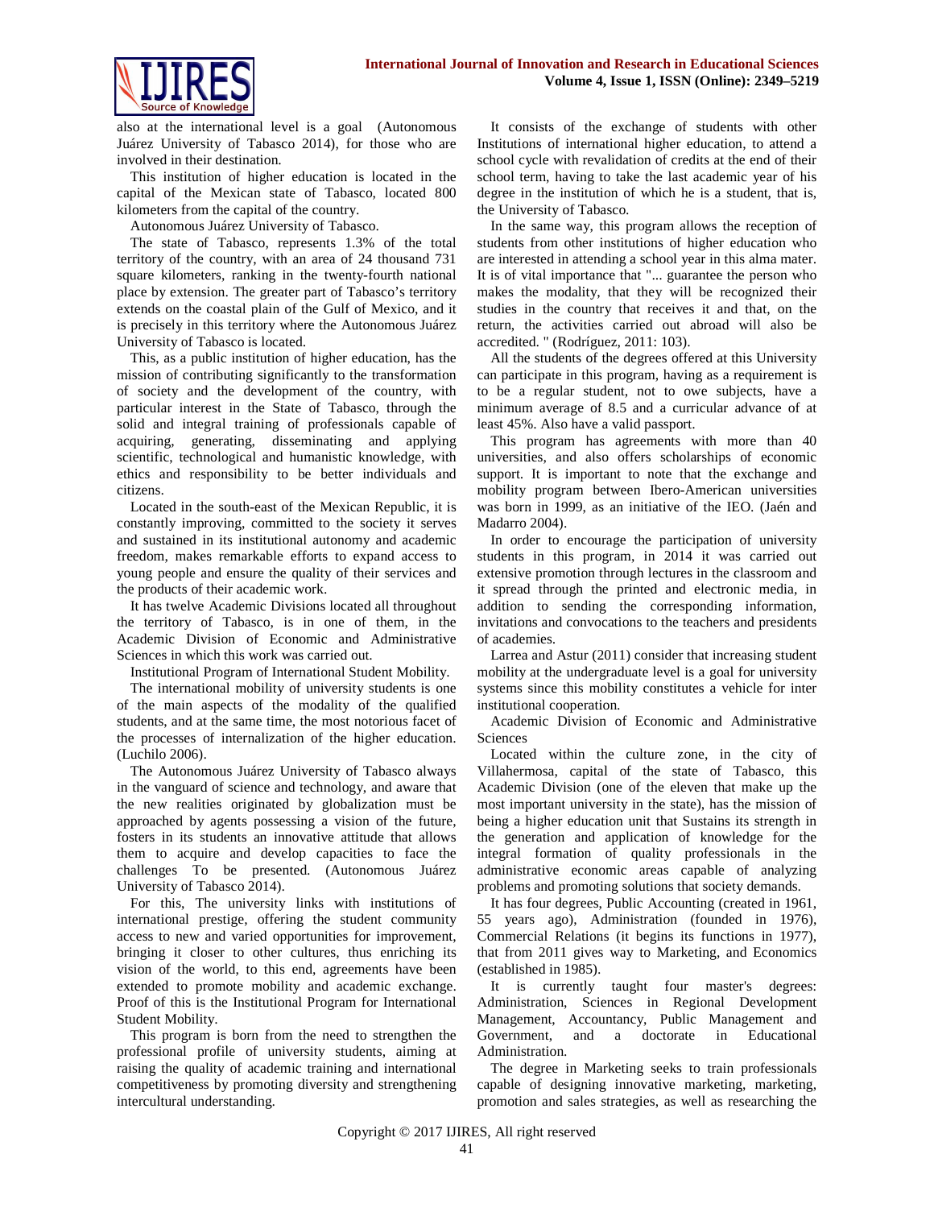also at the international level is a goal (Autonomous Juárez University of Tabasco 2014), for those who are involved in their destination.

This institution of higher education is located in the capital of the Mexican state of Tabasco, located 800 kilometers from the capital of the country.

Autonomous Juárez University of Tabasco.

The state of Tabasco, represents 1.3% of the total territory of the country, with an area of 24 thousand 731 square kilometers, ranking in the twenty-fourth national place by extension. The greater part of Tabasco's territory extends on the coastal plain of the Gulf of Mexico, and it is precisely in this territory where the Autonomous Juárez University of Tabasco is located.

This, as a public institution of higher education, has the mission of contributing significantly to the transformation of society and the development of the country, with particular interest in the State of Tabasco, through the solid and integral training of professionals capable of acquiring, generating, disseminating and applying scientific, technological and humanistic knowledge, with ethics and responsibility to be better individuals and citizens.

Located in the south-east of the Mexican Republic, it is constantly improving, committed to the society it serves and sustained in its institutional autonomy and academic freedom, makes remarkable efforts to expand access to young people and ensure the quality of their services and the products of their academic work.

It has twelve Academic Divisions located all throughout the territory of Tabasco, is in one of them, in the Academic Division of Economic and Administrative Sciences in which this work was carried out.

Institutional Program of International Student Mobility.

The international mobility of university students is one of the main aspects of the modality of the qualified students, and at the same time, the most notorious facet of the processes of internalization of the higher education. (Luchilo 2006).

The Autonomous Juárez University of Tabasco always in the vanguard of science and technology, and aware that the new realities originated by globalization must be approached by agents possessing a vision of the future, fosters in its students an innovative attitude that allows them to acquire and develop capacities to face the challenges To be presented. (Autonomous Juárez University of Tabasco 2014).

For this, The university links with institutions of international prestige, offering the student community access to new and varied opportunities for improvement, bringing it closer to other cultures, thus enriching its vision of the world, to this end, agreements have been extended to promote mobility and academic exchange. Proof of this is the Institutional Program for International Student Mobility.

This program is born from the need to strengthen the professional profile of university students, aiming at raising the quality of academic training and international competitiveness by promoting diversity and strengthening intercultural understanding.

It consists of the exchange of students with other Institutions of international higher education, to attend a school cycle with revalidation of credits at the end of their school term, having to take the last academic year of his degree in the institution of which he is a student, that is, the University of Tabasco.

In the same way, this program allows the reception of students from other institutions of higher education who are interested in attending a school year in this alma mater. It is of vital importance that "... guarantee the person who makes the modality, that they will be recognized their studies in the country that receives it and that, on the return, the activities carried out abroad will also be accredited. " (Rodríguez, 2011: 103).

All the students of the degrees offered at this University can participate in this program, having as a requirement is to be a regular student, not to owe subjects, have a minimum average of 8.5 and a curricular advance of at least 45%. Also have a valid passport.

This program has agreements with more than 40 universities, and also offers scholarships of economic support. It is important to note that the exchange and mobility program between Ibero-American universities was born in 1999, as an initiative of the IEO. (Jaén and Madarro 2004).

In order to encourage the participation of university students in this program, in 2014 it was carried out extensive promotion through lectures in the classroom and it spread through the printed and electronic media, in addition to sending the corresponding information, invitations and convocations to the teachers and presidents of academies.

Larrea and Astur (2011) consider that increasing student mobility at the undergraduate level is a goal for university systems since this mobility constitutes a vehicle for inter institutional cooperation.

Academic Division of Economic and Administrative Sciences

Located within the culture zone, in the city of Villahermosa, capital of the state of Tabasco, this Academic Division (one of the eleven that make up the most important university in the state), has the mission of being a higher education unit that Sustains its strength in the generation and application of knowledge for the integral formation of quality professionals in the administrative economic areas capable of analyzing problems and promoting solutions that society demands.

It has four degrees, Public Accounting (created in 1961, 55 years ago), Administration (founded in 1976), Commercial Relations (it begins its functions in 1977), that from 2011 gives way to Marketing, and Economics (established in 1985).

It is currently taught four master's degrees: Administration, Sciences in Regional Development Management, Accountancy, Public Management and Government, and a doctorate in Educational Administration.

The degree in Marketing seeks to train professionals capable of designing innovative marketing, marketing, promotion and sales strategies, as well as researching the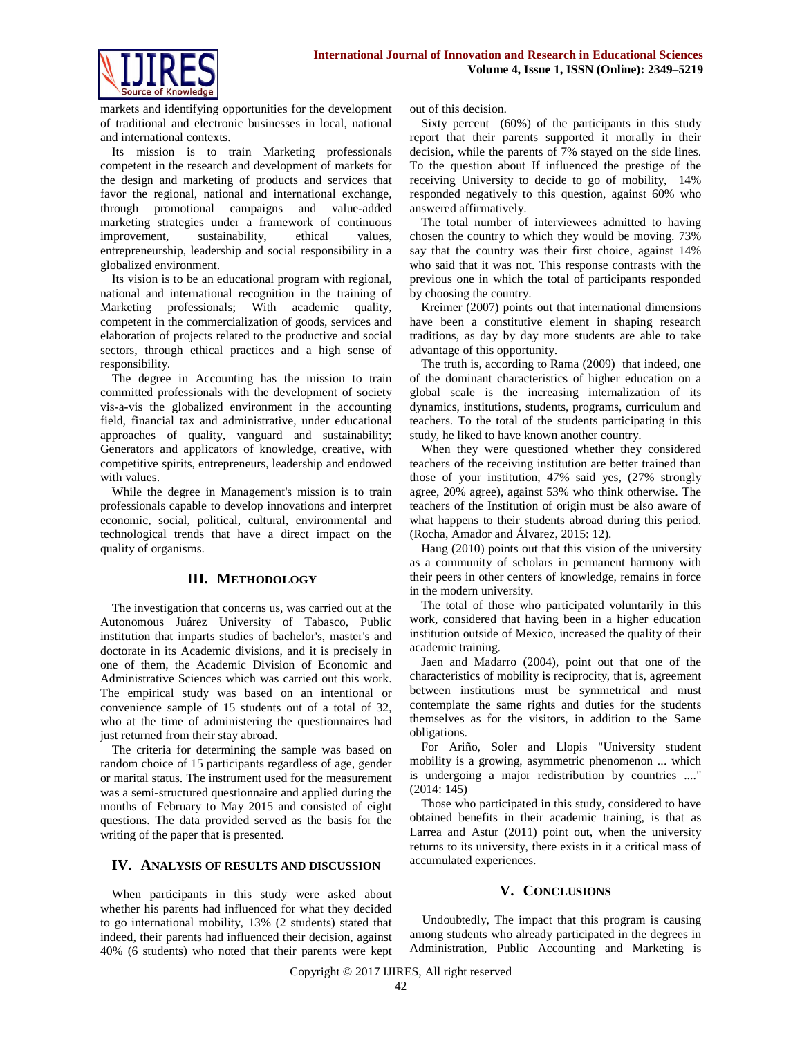markets and identifying opportunities for the development of traditional and electronic businesses in local, national and international contexts.

Its mission is to train Marketing professionals competent in the research and development of markets for the design and marketing of products and services that favor the regional, national and international exchange, through promotional campaigns and value-added marketing strategies under a framework of continuous improvement, sustainability, ethical values, entrepreneurship, leadership and social responsibility in a globalized environment.

Its vision is to be an educational program with regional, national and international recognition in the training of Marketing professionals; With academic quality, competent in the commercialization of goods, services and elaboration of projects related to the productive and social sectors, through ethical practices and a high sense of responsibility.

The degree in Accounting has the mission to train committed professionals with the development of society vis-a-vis the globalized environment in the accounting field, financial tax and administrative, under educational approaches of quality, vanguard and sustainability; Generators and applicators of knowledge, creative, with competitive spirits, entrepreneurs, leadership and endowed with values.

While the degree in Management's mission is to train professionals capable to develop innovations and interpret economic, social, political, cultural, environmental and technological trends that have a direct impact on the quality of organisms.

## III. Methodology

The investigation that concerns us, was carried out at the Autonomous Juárez University of Tabasco, Public institution that imparts studies of bachelor's, master's and doctorate in its Academic divisions, and it is precisely in one of them, the Academic Division of Economic and Administrative Sciences which was carried out this work. The empirical study was based on an intentional or convenience sample of 15 students out of a total of 32, who at the time of administering the questionnaires had just returned from their stay abroad.

The criteria for determining the sample was based on random choice of 15 participants regardless of age, gender or marital status. The instrument used for the measurement was a semi-structured questionnaire and applied during the months of February to May 2015 and consisted of eight questions. The data provided served as the basis for the writing of the paper that is presented.

## IV. Analysis of Results and Discussion

When participants in this study were asked about whether his parents had influenced for what they decided to go international mobility, 13% (2 students) stated that indeed, their parents had influenced their decision, against 40% (6 students) who noted that their parents were kept out of this decision.

Sixty percent (60%) of the participants in this study report that their parents supported it morally in their decision, while the parents of 7% stayed on the side lines. To the question about If influenced the prestige of the receiving University to decide to go of mobility, 14% responded negatively to this question, against 60% who answered affirmatively.

The total number of interviewees admitted to having chosen the country to which they would be moving. 73% say that the country was their first choice, against 14% who said that it was not. This response contrasts with the previous one in which the total of participants responded by choosing the country.

Kreimer (2007) points out that international dimensions have been a constitutive element in shaping research traditions, as day by day more students are able to take advantage of this opportunity.

The truth is, according to Rama (2009) that indeed, one of the dominant characteristics of higher education on a global scale is the increasing internalization of its dynamics, institutions, students, programs, curriculum and teachers. To the total of the students participating in this study, he liked to have known another country.

When they were questioned whether they considered teachers of the receiving institution are better trained than those of your institution, 47% said yes, (27% strongly agree, 20% agree), against 53% who think otherwise. The teachers of the Institution of origin must be also aware of what happens to their students abroad during this period. (Rocha, Amador and Álvarez, 2015: 12).

Haug (2010) points out that this vision of the university as a community of scholars in permanent harmony with their peers in other centers of knowledge, remains in force in the modern university.

The total of those who participated voluntarily in this work, considered that having been in a higher education institution outside of Mexico, increased the quality of their academic training.

Jaen and Madarro (2004), point out that one of the characteristics of mobility is reciprocity, that is, agreement between institutions must be symmetrical and must contemplate the same rights and duties for the students themselves as for the visitors, in addition to the Same obligations.

For Ariño, Soler and Llopis "University student mobility is a growing, asymmetric phenomenon ... which is undergoing a major redistribution by countries ...." (2014: 145)

Those who participated in this study, considered to have obtained benefits in their academic training, is that as Larrea and Astur (2011) point out, when the university returns to its university, there exists in it a critical mass of accumulated experiences.

## V. Conclusions

Undoubtedly, The impact that this program is causing among students who already participated in the degrees in Administration, Public Accounting and Marketing is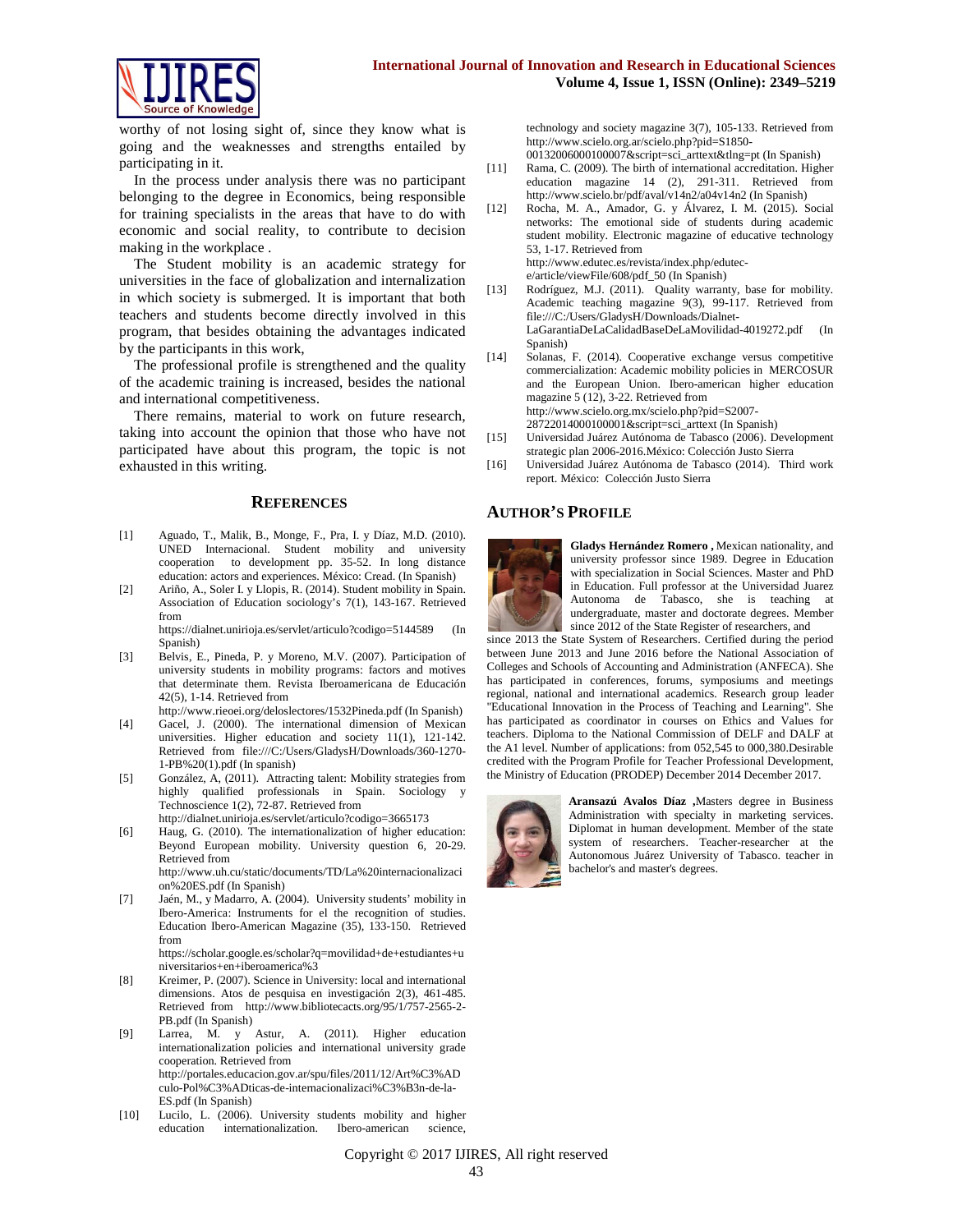worthy of not losing sight of, since they know what is going and the weaknesses and strengths entailed by participating in it.

In the process under analysis there was no participant belonging to the degree in Economics, being responsible for training specialists in the areas that have to do with economic and social reality, to contribute to decision making in the workplace .

The Student mobility is an academic strategy for universities in the face of globalization and internalization in which society is submerged. It is important that both teachers and students become directly involved in this program, that besides obtaining the advantages indicated by the participants in this work,

The professional profile is strengthened and the quality of the academic training is increased, besides the national and international competitiveness.

There remains, material to work on future research, taking into account the opinion that those who have not participated have about this program, the topic is not exhausted in this writing.

## References

[1] Aguado, T., Malik, B., Monge, F., Pra, I. y Díaz, M.D. (2010). UNED Internacional. Student mobility and university cooperation to development pp. 35-52. In long distance education: actors and experiences. México: Cread. (In Spanish)

[2] Ariño, A., Soler I. y Llopis, R. (2014). Student mobility in Spain. Association of Education sociology's 7(1), 143-167. Retrieved from https://dialnet.unirioja.es/servlet/articulo?codigo=5144589 (In Spanish)

[3] Belvis, E., Pineda, P. y Moreno, M.V. (2007). Participation of university students in mobility programs: factors and motives that determinate them. Revista Iberoamericana de Educación 42(5), 1-14. Retrieved from http://www.rieoei.org/deloslectores/1532Pineda.pdf (In Spanish)

[4] Gacel, J. (2000). The international dimension of Mexican universities. Higher education and society 11(1), 121-142. Retrieved from file:///C:/Users/GladysH/Downloads/360-1270-1-PB%20(1).pdf (In spanish)

[5] González, A, (2011). Attracting talent: Mobility strategies from highly qualified professionals in Spain. Sociology y Technoscience 1(2), 72-87. Retrieved from http://dialnet.unirioja.es/servlet/articulo?codigo=3665173

[6] Haug, G. (2010). The internationalization of higher education: Beyond European mobility. University question 6, 20-29. Retrieved from http://www.uh.cu/static/documents/TD/La%20internacionalizacion%20ES.pdf (In Spanish)

[7] Jaén, M., y Madarro, A. (2004). University students' mobility in Ibero-America: Instruments for el the recognition of studies. Education Ibero-American Magazine (35), 133-150. Retrieved from https://scholar.google.es/scholar?q=movilidad+de+estudiantes+universitarios+en+iberoamerica%3

[8] Kreimer, P. (2007). Science in University: local and international dimensions. Atos de pesquisa en investigación 2(3), 461-485. Retrieved from http://www.bibliotecacts.org/95/1/757-2565-2-PB.pdf (In Spanish)

[9] Larrea, M. y Astur, A. (2011). Higher education internationalization policies and international university grade cooperation. Retrieved from http://portales.educacion.gov.ar/spu/files/2011/12/Art%C3%ADculo-Pol%C3%ADticas-de-internacionalizaci%C3%B3n-de-la-ES.pdf (In Spanish)

[10] Lucilo, L. (2006). University students mobility and higher education internationalization. Ibero-american science, technology and society magazine 3(7), 105-133. Retrieved from http://www.scielo.org.ar/scielo.php?pid=S1850-00132006000100007&script=sci_arttext&tlng=pt (In Spanish)

[11] Rama, C. (2009). The birth of international accreditation. Higher education magazine 14 (2), 291-311. Retrieved from http://www.scielo.br/pdf/aval/v14n2/a04v14n2 (In Spanish)

[12] Rocha, M. A., Amador, G. y Álvarez, I. M. (2015). Social networks: The emotional side of students during academic student mobility. Electronic magazine of educative technology 53, 1-17. Retrieved from http://www.edutec.es/revista/index.php/edutec-e/article/viewFile/608/pdf_50 (In Spanish)

[13] Rodríguez, M.J. (2011). Quality warranty, base for mobility. Academic teaching magazine 9(3), 99-117. Retrieved from file:///C:/Users/GladysH/Downloads/Dialnet-LaGarantiaDeLaCalidadBaseDeLaMovilidad-4019272.pdf (In Spanish)

[14] Solanas, F. (2014). Cooperative exchange versus competitive commercialization: Academic mobility policies in MERCOSUR and the European Union. Ibero-american higher education magazine 5 (12), 3-22. Retrieved from http://www.scielo.org.mx/scielo.php?pid=S2007-28722014000100001&script=sci_arttext (In Spanish)

[15] Universidad Juárez Autónoma de Tabasco (2006). Development strategic plan 2006-2016.México: Colección Justo Sierra

[16] Universidad Juárez Autónoma de Tabasco (2014). Third work report. México: Colección Justo Sierra

## Author's Profile

**Gladys Hernández Romero ,** Mexican nationality, and university professor since 1989. Degree in Education with specialization in Social Sciences. Master and PhD in Education. Full professor at the Universidad Juarez Autonoma de Tabasco, she is teaching at undergraduate, master and doctorate degrees. Member since 2012 of the State Register of researchers, and since 2013 the State System of Researchers. Certified during the period between June 2013 and June 2016 before the National Association of Colleges and Schools of Accounting and Administration (ANFECA). She has participated in conferences, forums, symposiums and meetings regional, national and international academics. Research group leader "Educational Innovation in the Process of Teaching and Learning". She has participated as coordinator in courses on Ethics and Values for teachers. Diploma to the National Commission of DELF and DALF at the A1 level. Number of applications: from 052,545 to 000,380.Desirable credited with the Program Profile for Teacher Professional Development, the Ministry of Education (PRODEP) December 2014 December 2017.

**Aransazú Avalos Díaz ,**Masters degree in Business Administration with specialty in marketing services. Diplomat in human development. Member of the state system of researchers. Teacher-researcher at the Autonomous Juárez University of Tabasco. teacher in bachelor's and master's degrees.